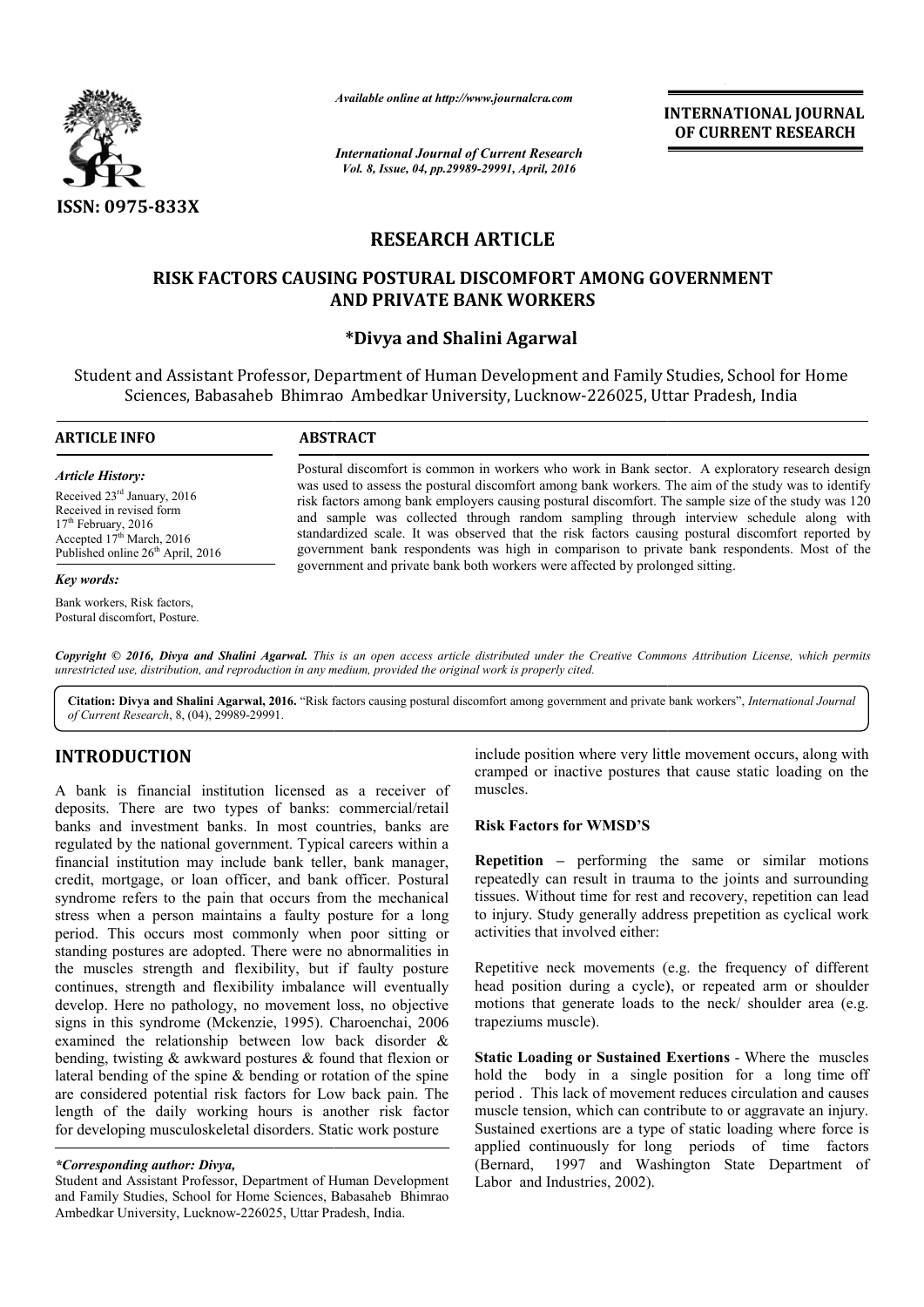ISSN: 0975-833X

*Available online at http://www.journalcra.com*

*International Journal of Current Research*
*Vol. 8, Issue, 04, pp.29989-29991, April, 2016*

**INTERNATIONAL JOURNAL OF CURRENT RESEARCH**

# RESEARCH ARTICLE

## RISK FACTORS CAUSING POSTURAL DISCOMFORT AMONG GOVERNMENT AND PRIVATE BANK WORKERS

**\*Divya and Shalini Agarwal**

Student and Assistant Professor, Department of Human Development and Family Studies, School for Home Sciences, Babasaheb Bhimrao Ambedkar University, Lucknow-226025, Uttar Pradesh, India

**ARTICLE INFO**

*Article History:*

Received 23rd January, 2016
Received in revised form
17th February, 2016
Accepted 17th March, 2016
Published online 26th April, 2016

*Key words:*

Bank workers, Risk factors, Postural discomfort, Posture.

**ABSTRACT**

Postural discomfort is common in workers who work in Bank sector. A exploratory research design was used to assess the postural discomfort among bank workers. The aim of the study was to identify risk factors among bank employers causing postural discomfort. The sample size of the study was 120 and sample was collected through random sampling through interview schedule along with standardized scale. It was observed that the risk factors causing postural discomfort reported by government bank respondents was high in comparison to private bank respondents. Most of the government and private bank both workers were affected by prolonged sitting.

*Copyright © 2016, Divya and Shalini Agarwal. This is an open access article distributed under the Creative Commons Attribution License, which permits unrestricted use, distribution, and reproduction in any medium, provided the original work is properly cited.*

**Citation: Divya and Shalini Agarwal, 2016.** "Risk factors causing postural discomfort among government and private bank workers", *International Journal of Current Research*, 8, (04), 29989-29991.

# INTRODUCTION

A bank is financial institution licensed as a receiver of deposits. There are two types of banks: commercial/retail banks and investment banks. In most countries, banks are regulated by the national government. Typical careers within a financial institution may include bank teller, bank manager, credit, mortgage, or loan officer, and bank officer. Postural syndrome refers to the pain that occurs from the mechanical stress when a person maintains a faulty posture for a long period. This occurs most commonly when poor sitting or standing postures are adopted. There were no abnormalities in the muscles strength and flexibility, but if faulty posture continues, strength and flexibility imbalance will eventually develop. Here no pathology, no movement loss, no objective signs in this syndrome (Mckenzie, 1995). Charoenchai, 2006 examined the relationship between low back disorder & bending, twisting & awkward postures & found that flexion or lateral bending of the spine & bending or rotation of the spine are considered potential risk factors for Low back pain. The length of the daily working hours is another risk factor for developing musculoskeletal disorders. Static work posture include position where very little movement occurs, along with cramped or inactive postures that cause static loading on the muscles.

**Risk Factors for WMSD'S**

**Repetition** – performing the same or similar motions repeatedly can result in trauma to the joints and surrounding tissues. Without time for rest and recovery, repetition can lead to injury. Study generally address prepetition as cyclical work activities that involved either:

Repetitive neck movements (e.g. the frequency of different head position during a cycle), or repeated arm or shoulder motions that generate loads to the neck/ shoulder area (e.g. trapeziums muscle).

**Static Loading or Sustained Exertions** - Where the muscles hold the body in a single position for a long time off period . This lack of movement reduces circulation and causes muscle tension, which can contribute to or aggravate an injury. Sustained exertions are a type of static loading where force is applied continuously for long periods of time factors (Bernard, 1997 and Washington State Department of Labor and Industries, 2002).

*\*Corresponding author: Divya,*
Student and Assistant Professor, Department of Human Development and Family Studies, School for Home Sciences, Babasaheb Bhimrao Ambedkar University, Lucknow-226025, Uttar Pradesh, India.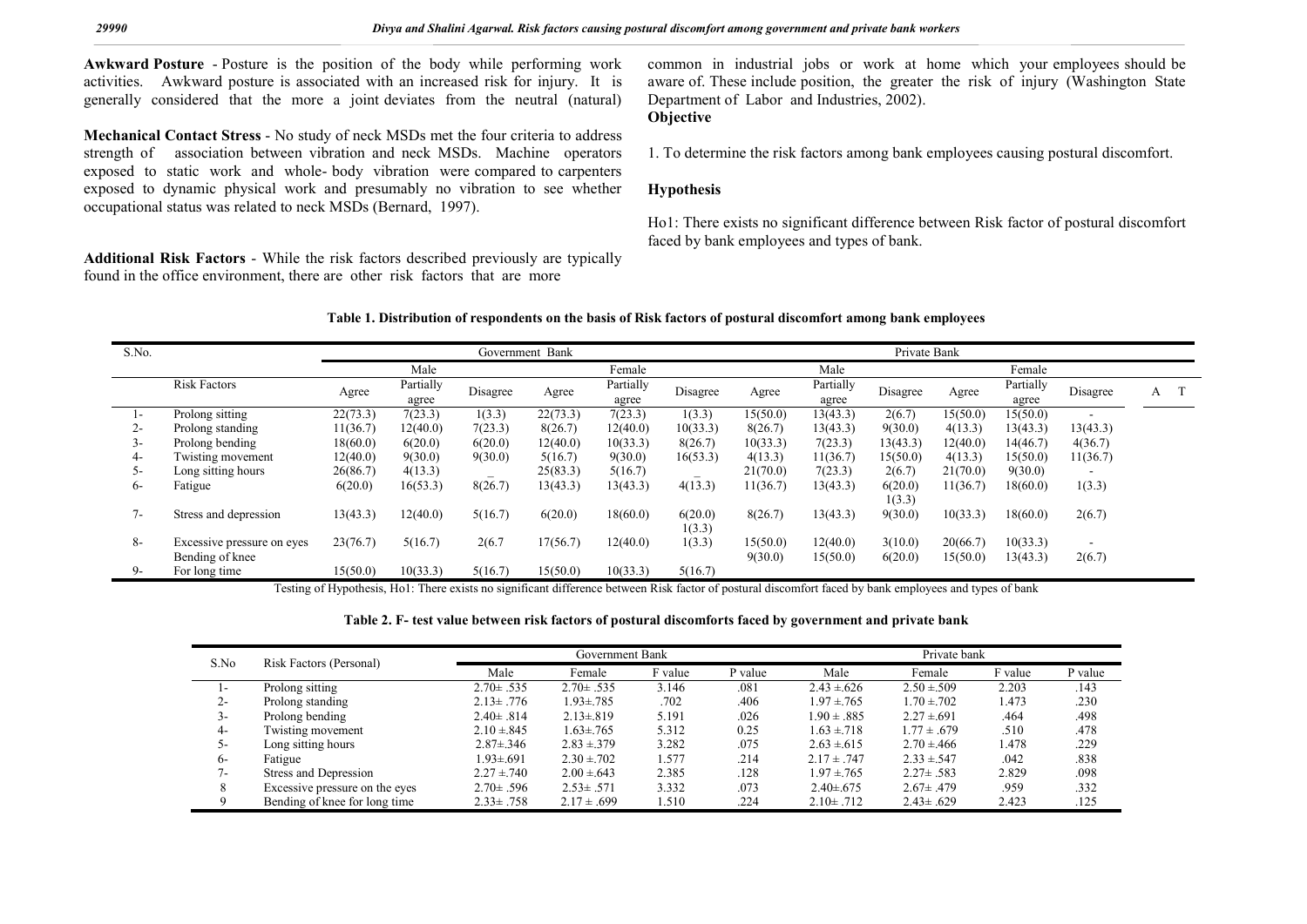**Awkward Posture** - Posture is the position of the body while performing work activities. Awkward posture is associated with an increased risk for injury. It is generally considered that the more a joint deviates from the neutral (natural)

**Mechanical Contact Stress** - No study of neck MSDs met the four criteria to address strength of association between vibration and neck MSDs. Machine operators exposed to static work and whole- body vibration were compared to carpenters exposed to dynamic physical work and presumably no vibration to see whether occupational status was related to neck MSDs (Bernard, 1997).

**Additional Risk Factors** - While the risk factors described previously are typically found in the office environment, there are other risk factors that are more common in industrial jobs or work at home which your employees should be aware of. These include position, the greater the risk of injury (Washington State Department of Labor and Industries, 2002).

**Objective**

1. To determine the risk factors among bank employees causing postural discomfort.

**Hypothesis**

Ho1: There exists no significant difference between Risk factor of postural discomfort faced by bank employees and types of bank.

**Table 1. Distribution of respondents on the basis of Risk factors of postural discomfort among bank employees**

| S.No. | | Government Bank | | | | | | Private Bank | | | | | | |
|---|---|---|---|---|---|---|---|---|---|---|---|---|---|---|
| | | Male | | | Female | | | Male | | | Female | | | |
| | Risk Factors | Agree | Partially agree | Disagree | Agree | Partially agree | Disagree | Agree | Partially agree | Disagree | Agree | Partially agree | Disagree | A T |
| 1- | Prolong sitting | 22(73.3) | 7(23.3) | 1(3.3) | 22(73.3) | 7(23.3) | 1(3.3) | 15(50.0) | 13(43.3) | 2(6.7) | 15(50.0) | 15(50.0) | - | |
| 2- | Prolong standing | 11(36.7) | 12(40.0) | 7(23.3) | 8(26.7) | 12(40.0) | 10(33.3) | 8(26.7) | 13(43.3) | 9(30.0) | 4(13.3) | 13(43.3) | 13(43.3) | |
| 3- | Prolong bending | 18(60.0) | 6(20.0) | 6(20.0) | 12(40.0) | 10(33.3) | 8(26.7) | 10(33.3) | 7(23.3) | 13(43.3) | 12(40.0) | 14(46.7) | 4(36.7) | |
| 4- | Twisting movement | 12(40.0) | 9(30.0) | 9(30.0) | 5(16.7) | 9(30.0) | 16(53.3) | 4(13.3) | 11(36.7) | 15(50.0) | 4(13.3) | 15(50.0) | 11(36.7) | |
| 5- | Long sitting hours | 26(86.7) | 4(13.3) | _ | 25(83.3) | 5(16.7) | _ | 21(70.0) | 7(23.3) | 2(6.7) | 21(70.0) | 9(30.0) | - | |
| 6- | Fatigue | 6(20.0) | 16(53.3) | 8(26.7) | 13(43.3) | 13(43.3) | 4(13.3) | 11(36.7) | 13(43.3) | 6(20.0) 1(3.3) | 11(36.7) | 18(60.0) | 1(3.3) | |
| 7- | Stress and depression | 13(43.3) | 12(40.0) | 5(16.7) | 6(20.0) | 18(60.0) | 6(20.0) 1(3.3) | 8(26.7) | 13(43.3) | 9(30.0) | 10(33.3) | 18(60.0) | 2(6.7) | |
| 8- | Excessive pressure on eyes | 23(76.7) | 5(16.7) | 2(6.7 | 17(56.7) | 12(40.0) | 1(3.3) | 15(50.0) | 12(40.0) | 3(10.0) | 20(66.7) | 10(33.3) | - | |
| 9- | Bending of knee For long time | 15(50.0) | 10(33.3) | 5(16.7) | 15(50.0) | 10(33.3) | 5(16.7) | 9(30.0) | 15(50.0) | 6(20.0) | 15(50.0) | 13(43.3) | 2(6.7) | |

Testing of Hypothesis, Ho1: There exists no significant difference between Risk factor of postural discomfort faced by bank employees and types of bank

**Table 2. F- test value between risk factors of postural discomforts faced by government and private bank**

| S.No | Risk Factors (Personal) | Government Bank | | | | Private bank | | | |
|---|---|---|---|---|---|---|---|---|---|
| | | Male | Female | F value | P value | Male | Female | F value | P value |
| 1- | Prolong sitting | 2.70± .535 | 2.70± .535 | 3.146 | .081 | 2.43 ±.626 | 2.50 ±.509 | 2.203 | .143 |
| 2- | Prolong standing | 2.13± .776 | 1.93±.785 | .702 | .406 | 1.97 ±.765 | 1.70 ±.702 | 1.473 | .230 |
| 3- | Prolong bending | 2.40± .814 | 2.13±.819 | 5.191 | .026 | 1.90 ± .885 | 2.27 ±.691 | .464 | .498 |
| 4- | Twisting movement | 2.10 ±.845 | 1.63±.765 | 5.312 | 0.25 | 1.63 ±.718 | 1.77 ± .679 | .510 | .478 |
| 5- | Long sitting hours | 2.87±.346 | 2.83 ±.379 | 3.282 | .075 | 2.63 ±.615 | 2.70 ±.466 | 1.478 | .229 |
| 6- | Fatigue | 1.93±.691 | 2.30 ±.702 | 1.577 | .214 | 2.17 ± .747 | 2.33 ±.547 | .042 | .838 |
| 7- | Stress and Depression | 2.27 ±.740 | 2.00 ±.643 | 2.385 | .128 | 1.97 ±.765 | 2.27± .583 | 2.829 | .098 |
| 8 | Excessive pressure on the eyes | 2.70± .596 | 2.53± .571 | 3.332 | .073 | 2.40±.675 | 2.67± .479 | .959 | .332 |
| 9 | Bending of knee for long time | 2.33± .758 | 2.17 ± .699 | 1.510 | .224 | 2.10± .712 | 2.43± .629 | 2.423 | .125 |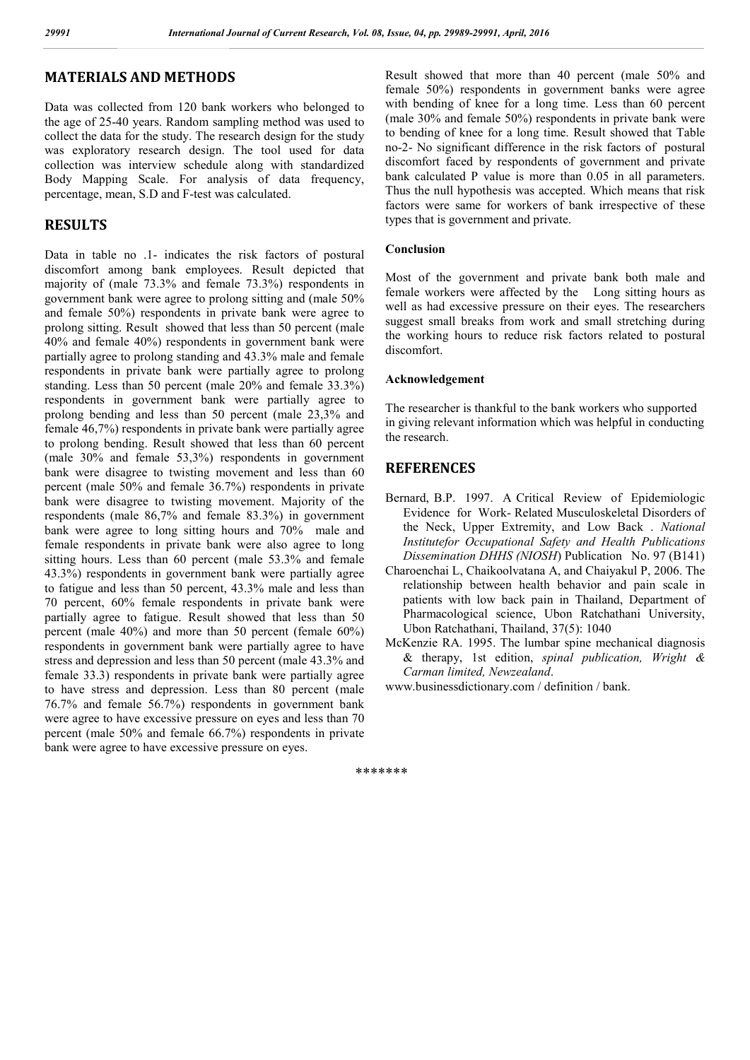## MATERIALS AND METHODS

Data was collected from 120 bank workers who belonged to the age of 25-40 years. Random sampling method was used to collect the data for the study. The research design for the study was exploratory research design. The tool used for data collection was interview schedule along with standardized Body Mapping Scale. For analysis of data frequency, percentage, mean, S.D and F-test was calculated.

## RESULTS

Data in table no .1- indicates the risk factors of postural discomfort among bank employees. Result depicted that majority of (male 73.3% and female 73.3%) respondents in government bank were agree to prolong sitting and (male 50% and female 50%) respondents in private bank were agree to prolong sitting. Result showed that less than 50 percent (male 40% and female 40%) respondents in government bank were partially agree to prolong standing and 43.3% male and female respondents in private bank were partially agree to prolong standing. Less than 50 percent (male 20% and female 33.3%) respondents in government bank were partially agree to prolong bending and less than 50 percent (male 23,3% and female 46,7%) respondents in private bank were partially agree to prolong bending. Result showed that less than 60 percent (male 30% and female 53,3%) respondents in government bank were disagree to twisting movement and less than 60 percent (male 50% and female 36.7%) respondents in private bank were disagree to twisting movement. Majority of the respondents (male 86,7% and female 83.3%) in government bank were agree to long sitting hours and 70% male and female respondents in private bank were also agree to long sitting hours. Less than 60 percent (male 53.3% and female 43.3%) respondents in government bank were partially agree to fatigue and less than 50 percent, 43.3% male and less than 70 percent, 60% female respondents in private bank were partially agree to fatigue. Result showed that less than 50 percent (male 40%) and more than 50 percent (female 60%) respondents in government bank were partially agree to have stress and depression and less than 50 percent (male 43.3% and female 33.3) respondents in private bank were partially agree to have stress and depression. Less than 80 percent (male 76.7% and female 56.7%) respondents in government bank were agree to have excessive pressure on eyes and less than 70 percent (male 50% and female 66.7%) respondents in private bank were agree to have excessive pressure on eyes.

Result showed that more than 40 percent (male 50% and female 50%) respondents in government banks were agree with bending of knee for a long time. Less than 60 percent (male 30% and female 50%) respondents in private bank were to bending of knee for a long time. Result showed that Table no-2- No significant difference in the risk factors of postural discomfort faced by respondents of government and private bank calculated P value is more than 0.05 in all parameters. Thus the null hypothesis was accepted. Which means that risk factors were same for workers of bank irrespective of these types that is government and private.

### Conclusion

Most of the government and private bank both male and female workers were affected by the Long sitting hours as well as had excessive pressure on their eyes. The researchers suggest small breaks from work and small stretching during the working hours to reduce risk factors related to postural discomfort.

### Acknowledgement

The researcher is thankful to the bank workers who supported in giving relevant information which was helpful in conducting the research.

## REFERENCES

Bernard, B.P. 1997. A Critical Review of Epidemiologic Evidence for Work- Related Musculoskeletal Disorders of the Neck, Upper Extremity, and Low Back . *National Institutefor Occupational Safety and Health Publications Dissemination DHHS (NIOSH*) Publication No. 97 (B141)

Charoenchai L, Chaikoolvatana A, and Chaiyakul P, 2006. The relationship between health behavior and pain scale in patients with low back pain in Thailand, Department of Pharmacological science, Ubon Ratchathani University, Ubon Ratchathani, Thailand, 37(5): 1040

McKenzie RA. 1995. The lumbar spine mechanical diagnosis & therapy, 1st edition, *spinal publication, Wright & Carman limited, Newzealand*.

www.businessdictionary.com / definition / bank.

*******